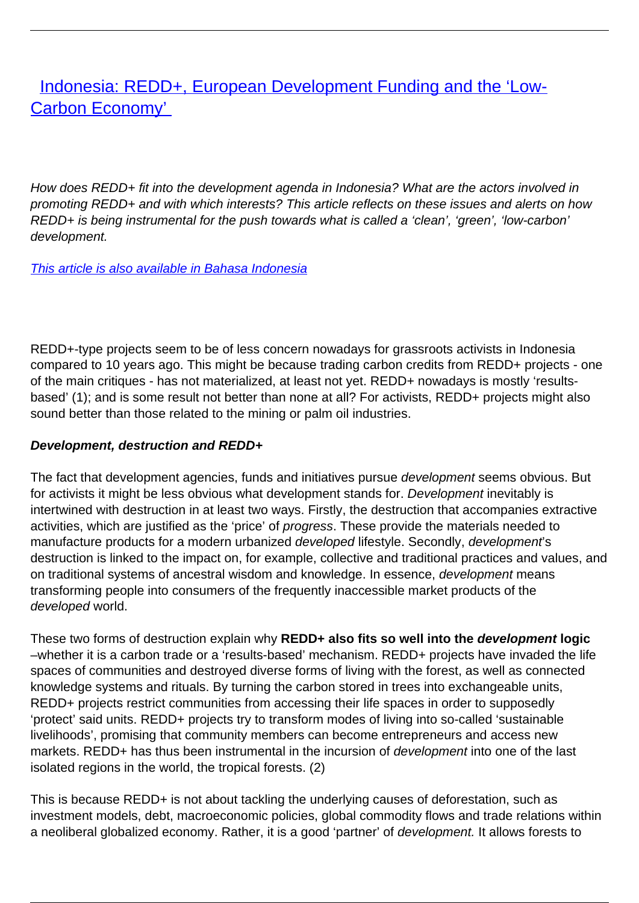# [Indonesia: REDD+, European Development Funding and the 'Low-Carbon Economy']

*How does REDD+ fit into the development agenda in Indonesia? What are the actors involved in promoting REDD+ and with which interests? This article reflects on these issues and alerts on how REDD+ is being instrumental for the push towards what is called a 'clean', 'green', 'low-carbon' development.*

[*This article is also available in Bahasa Indonesia*]

REDD+-type projects seem to be of less concern nowadays for grassroots activists in Indonesia compared to 10 years ago. This might be because trading carbon credits from REDD+ projects - one of the main critiques - has not materialized, at least not yet. REDD+ nowadays is mostly 'results-based' (1); and is some result not better than none at all? For activists, REDD+ projects might also sound better than those related to the mining or palm oil industries.

**Development, destruction and REDD+**

The fact that development agencies, funds and initiatives pursue *development* seems obvious. But for activists it might be less obvious what development stands for. *Development* inevitably is intertwined with destruction in at least two ways. Firstly, the destruction that accompanies extractive activities, which are justified as the 'price' of *progress*. These provide the materials needed to manufacture products for a modern urbanized *developed* lifestyle. Secondly, *development*'s destruction is linked to the impact on, for example, collective and traditional practices and values, and on traditional systems of ancestral wisdom and knowledge. In essence, *development* means transforming people into consumers of the frequently inaccessible market products of the *developed* world.

These two forms of destruction explain why **REDD+ also fits so well into the *development* logic** –whether it is a carbon trade or a 'results-based' mechanism. REDD+ projects have invaded the life spaces of communities and destroyed diverse forms of living with the forest, as well as connected knowledge systems and rituals. By turning the carbon stored in trees into exchangeable units, REDD+ projects restrict communities from accessing their life spaces in order to supposedly 'protect' said units. REDD+ projects try to transform modes of living into so-called 'sustainable livelihoods', promising that community members can become entrepreneurs and access new markets. REDD+ has thus been instrumental in the incursion of *development* into one of the last isolated regions in the world, the tropical forests. (2)

This is because REDD+ is not about tackling the underlying causes of deforestation, such as investment models, debt, macroeconomic policies, global commodity flows and trade relations within a neoliberal globalized economy. Rather, it is a good 'partner' of *development.* It allows forests to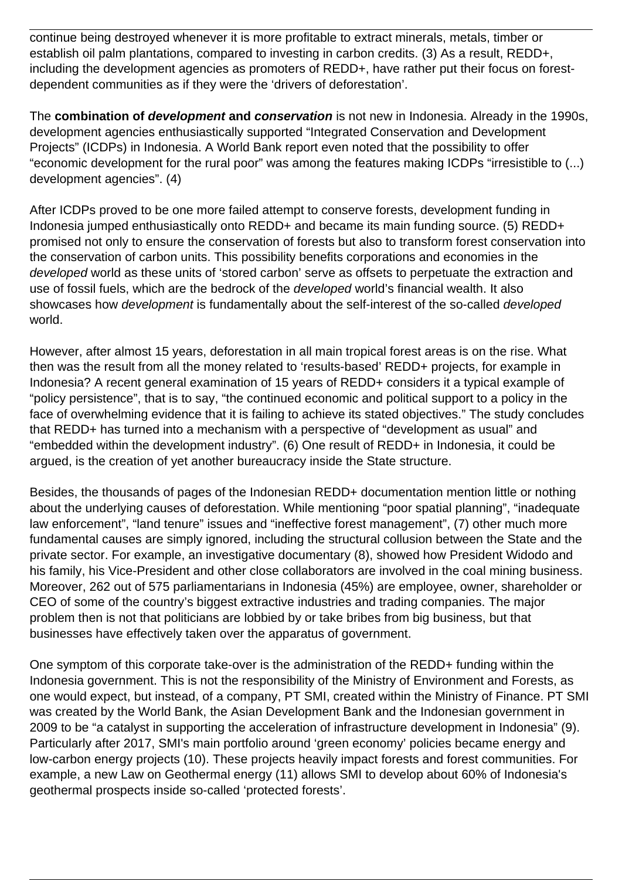continue being destroyed whenever it is more profitable to extract minerals, metals, timber or establish oil palm plantations, compared to investing in carbon credits. (3) As a result, REDD+, including the development agencies as promoters of REDD+, have rather put their focus on forest-dependent communities as if they were the 'drivers of deforestation'.

The **combination of *development* and *conservation*** is not new in Indonesia. Already in the 1990s, development agencies enthusiastically supported "Integrated Conservation and Development Projects" (ICDPs) in Indonesia. A World Bank report even noted that the possibility to offer "economic development for the rural poor" was among the features making ICDPs "irresistible to (...) development agencies". (4)

After ICDPs proved to be one more failed attempt to conserve forests, development funding in Indonesia jumped enthusiastically onto REDD+ and became its main funding source. (5) REDD+ promised not only to ensure the conservation of forests but also to transform forest conservation into the conservation of carbon units. This possibility benefits corporations and economies in the *developed* world as these units of 'stored carbon' serve as offsets to perpetuate the extraction and use of fossil fuels, which are the bedrock of the *developed* world's financial wealth. It also showcases how *development* is fundamentally about the self-interest of the so-called *developed* world.

However, after almost 15 years, deforestation in all main tropical forest areas is on the rise. What then was the result from all the money related to 'results-based' REDD+ projects, for example in Indonesia? A recent general examination of 15 years of REDD+ considers it a typical example of "policy persistence", that is to say, "the continued economic and political support to a policy in the face of overwhelming evidence that it is failing to achieve its stated objectives." The study concludes that REDD+ has turned into a mechanism with a perspective of "development as usual" and "embedded within the development industry". (6) One result of REDD+ in Indonesia, it could be argued, is the creation of yet another bureaucracy inside the State structure.

Besides, the thousands of pages of the Indonesian REDD+ documentation mention little or nothing about the underlying causes of deforestation. While mentioning "poor spatial planning", "inadequate law enforcement", "land tenure" issues and "ineffective forest management", (7) other much more fundamental causes are simply ignored, including the structural collusion between the State and the private sector. For example, an investigative documentary (8), showed how President Widodo and his family, his Vice-President and other close collaborators are involved in the coal mining business. Moreover, 262 out of 575 parliamentarians in Indonesia (45%) are employee, owner, shareholder or CEO of some of the country's biggest extractive industries and trading companies. The major problem then is not that politicians are lobbied by or take bribes from big business, but that businesses have effectively taken over the apparatus of government.

One symptom of this corporate take-over is the administration of the REDD+ funding within the Indonesia government. This is not the responsibility of the Ministry of Environment and Forests, as one would expect, but instead, of a company, PT SMI, created within the Ministry of Finance. PT SMI was created by the World Bank, the Asian Development Bank and the Indonesian government in 2009 to be "a catalyst in supporting the acceleration of infrastructure development in Indonesia" (9). Particularly after 2017, SMI's main portfolio around 'green economy' policies became energy and low-carbon energy projects (10). These projects heavily impact forests and forest communities. For example, a new Law on Geothermal energy (11) allows SMI to develop about 60% of Indonesia's geothermal prospects inside so-called 'protected forests'.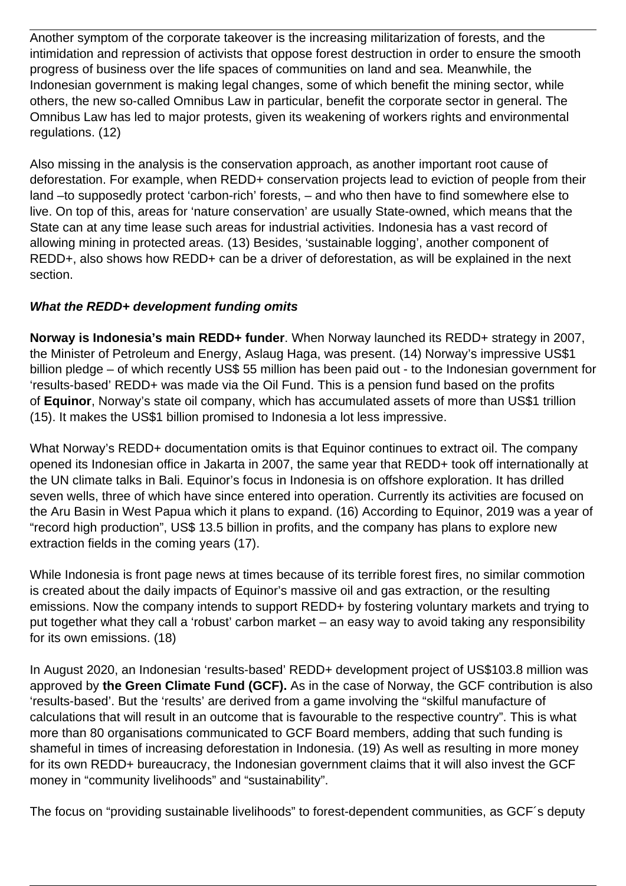Another symptom of the corporate takeover is the increasing militarization of forests, and the intimidation and repression of activists that oppose forest destruction in order to ensure the smooth progress of business over the life spaces of communities on land and sea. Meanwhile, the Indonesian government is making legal changes, some of which benefit the mining sector, while others, the new so-called Omnibus Law in particular, benefit the corporate sector in general. The Omnibus Law has led to major protests, given its weakening of workers rights and environmental regulations. (12)

Also missing in the analysis is the conservation approach, as another important root cause of deforestation. For example, when REDD+ conservation projects lead to eviction of people from their land –to supposedly protect 'carbon-rich' forests, – and who then have to find somewhere else to live. On top of this, areas for 'nature conservation' are usually State-owned, which means that the State can at any time lease such areas for industrial activities. Indonesia has a vast record of allowing mining in protected areas. (13) Besides, 'sustainable logging', another component of REDD+, also shows how REDD+ can be a driver of deforestation, as will be explained in the next section.

***What the REDD+ development funding omits***

**Norway is Indonesia's main REDD+ funder**. When Norway launched its REDD+ strategy in 2007, the Minister of Petroleum and Energy, Aslaug Haga, was present. (14) Norway's impressive US$1 billion pledge – of which recently US$ 55 million has been paid out - to the Indonesian government for 'results-based' REDD+ was made via the Oil Fund. This is a pension fund based on the profits of **Equinor**, Norway's state oil company, which has accumulated assets of more than US$1 trillion (15). It makes the US$1 billion promised to Indonesia a lot less impressive.

What Norway's REDD+ documentation omits is that Equinor continues to extract oil. The company opened its Indonesian office in Jakarta in 2007, the same year that REDD+ took off internationally at the UN climate talks in Bali. Equinor's focus in Indonesia is on offshore exploration. It has drilled seven wells, three of which have since entered into operation. Currently its activities are focused on the Aru Basin in West Papua which it plans to expand. (16) According to Equinor, 2019 was a year of "record high production", US$ 13.5 billion in profits, and the company has plans to explore new extraction fields in the coming years (17).

While Indonesia is front page news at times because of its terrible forest fires, no similar commotion is created about the daily impacts of Equinor's massive oil and gas extraction, or the resulting emissions. Now the company intends to support REDD+ by fostering voluntary markets and trying to put together what they call a 'robust' carbon market – an easy way to avoid taking any responsibility for its own emissions. (18)

In August 2020, an Indonesian 'results-based' REDD+ development project of US$103.8 million was approved by **the Green Climate Fund (GCF).** As in the case of Norway, the GCF contribution is also 'results-based'. But the 'results' are derived from a game involving the "skilful manufacture of calculations that will result in an outcome that is favourable to the respective country". This is what more than 80 organisations communicated to GCF Board members, adding that such funding is shameful in times of increasing deforestation in Indonesia. (19) As well as resulting in more money for its own REDD+ bureaucracy, the Indonesian government claims that it will also invest the GCF money in "community livelihoods" and "sustainability".

The focus on "providing sustainable livelihoods" to forest-dependent communities, as GCF´s deputy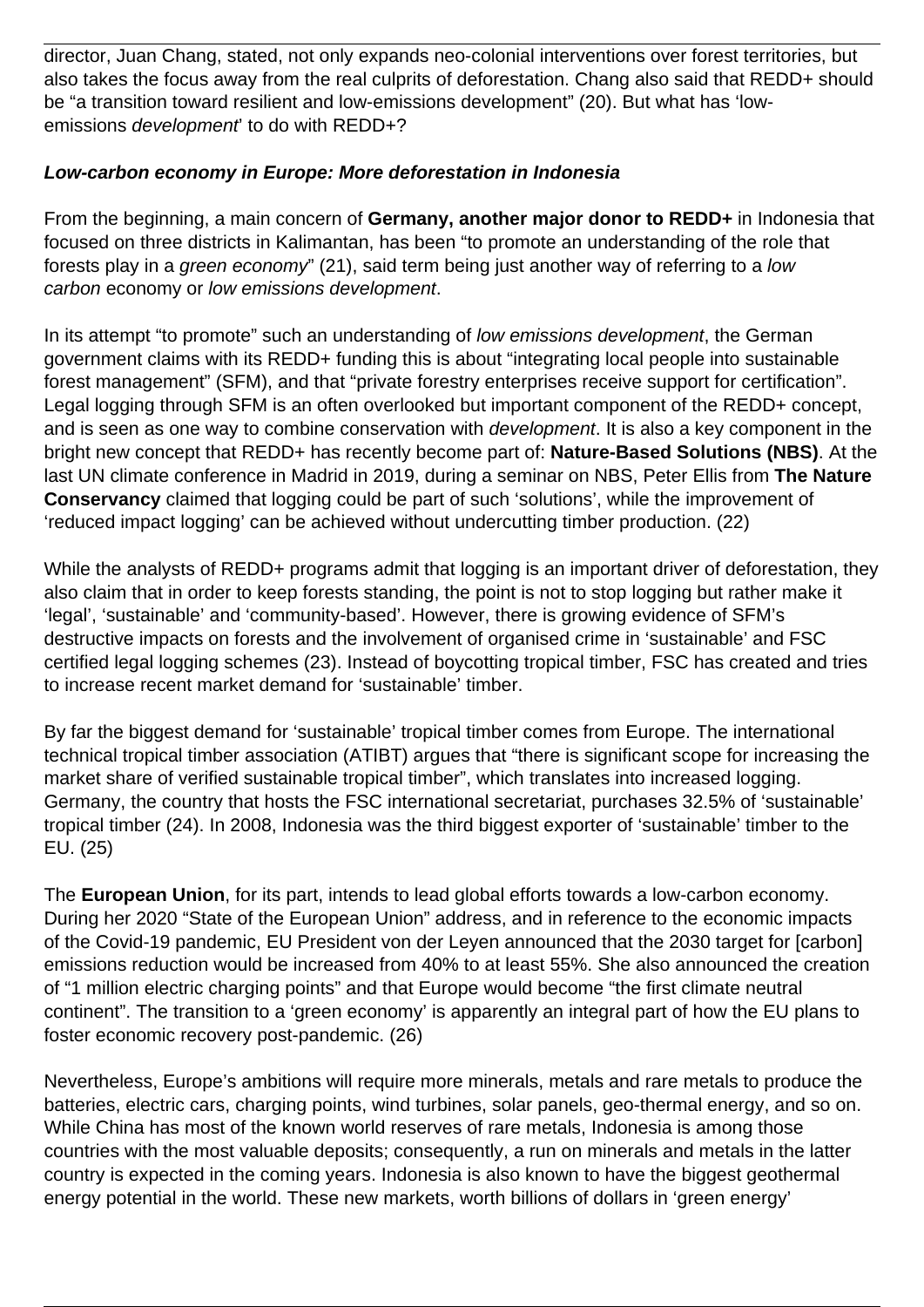director, Juan Chang, stated, not only expands neo-colonial interventions over forest territories, but also takes the focus away from the real culprits of deforestation. Chang also said that REDD+ should be "a transition toward resilient and low-emissions development" (20). But what has 'low-emissions *development*' to do with REDD+?

***Low-carbon economy in Europe: More deforestation in Indonesia***

From the beginning, a main concern of **Germany, another major donor to REDD+** in Indonesia that focused on three districts in Kalimantan, has been "to promote an understanding of the role that forests play in a *green economy*" (21), said term being just another way of referring to a *low carbon* economy or *low emissions development*.

In its attempt "to promote" such an understanding of *low emissions development*, the German government claims with its REDD+ funding this is about "integrating local people into sustainable forest management" (SFM), and that "private forestry enterprises receive support for certification". Legal logging through SFM is an often overlooked but important component of the REDD+ concept, and is seen as one way to combine conservation with *development*. It is also a key component in the bright new concept that REDD+ has recently become part of: **Nature-Based Solutions (NBS)**. At the last UN climate conference in Madrid in 2019, during a seminar on NBS, Peter Ellis from **The Nature Conservancy** claimed that logging could be part of such 'solutions', while the improvement of 'reduced impact logging' can be achieved without undercutting timber production. (22)

While the analysts of REDD+ programs admit that logging is an important driver of deforestation, they also claim that in order to keep forests standing, the point is not to stop logging but rather make it 'legal', 'sustainable' and 'community-based'. However, there is growing evidence of SFM's destructive impacts on forests and the involvement of organised crime in 'sustainable' and FSC certified legal logging schemes (23). Instead of boycotting tropical timber, FSC has created and tries to increase recent market demand for 'sustainable' timber.

By far the biggest demand for 'sustainable' tropical timber comes from Europe. The international technical tropical timber association (ATIBT) argues that "there is significant scope for increasing the market share of verified sustainable tropical timber", which translates into increased logging. Germany, the country that hosts the FSC international secretariat, purchases 32.5% of 'sustainable' tropical timber (24). In 2008, Indonesia was the third biggest exporter of 'sustainable' timber to the EU. (25)

The **European Union**, for its part, intends to lead global efforts towards a low-carbon economy. During her 2020 "State of the European Union" address, and in reference to the economic impacts of the Covid-19 pandemic, EU President von der Leyen announced that the 2030 target for [carbon] emissions reduction would be increased from 40% to at least 55%. She also announced the creation of "1 million electric charging points" and that Europe would become "the first climate neutral continent". The transition to a 'green economy' is apparently an integral part of how the EU plans to foster economic recovery post-pandemic. (26)

Nevertheless, Europe's ambitions will require more minerals, metals and rare metals to produce the batteries, electric cars, charging points, wind turbines, solar panels, geo-thermal energy, and so on. While China has most of the known world reserves of rare metals, Indonesia is among those countries with the most valuable deposits; consequently, a run on minerals and metals in the latter country is expected in the coming years. Indonesia is also known to have the biggest geothermal energy potential in the world. These new markets, worth billions of dollars in 'green energy'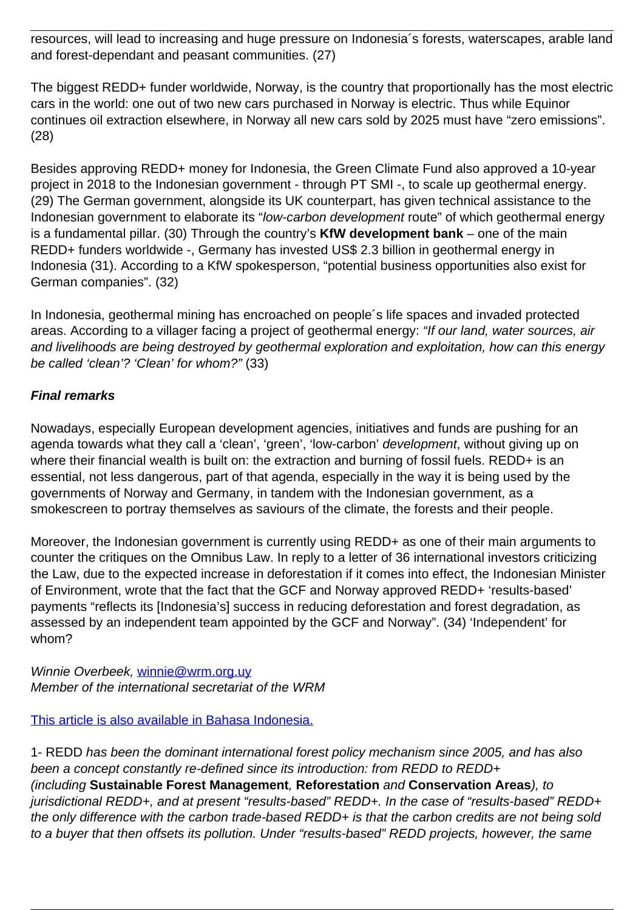resources, will lead to increasing and huge pressure on Indonesia´s forests, waterscapes, arable land and forest-dependant and peasant communities. (27)

The biggest REDD+ funder worldwide, Norway, is the country that proportionally has the most electric cars in the world: one out of two new cars purchased in Norway is electric. Thus while Equinor continues oil extraction elsewhere, in Norway all new cars sold by 2025 must have "zero emissions". (28)

Besides approving REDD+ money for Indonesia, the Green Climate Fund also approved a 10-year project in 2018 to the Indonesian government - through PT SMI -, to scale up geothermal energy. (29) The German government, alongside its UK counterpart, has given technical assistance to the Indonesian government to elaborate its "*low-carbon development* route" of which geothermal energy is a fundamental pillar. (30) Through the country's **KfW development bank** – one of the main REDD+ funders worldwide -, Germany has invested US$ 2.3 billion in geothermal energy in Indonesia (31). According to a KfW spokesperson, "potential business opportunities also exist for German companies". (32)

In Indonesia, geothermal mining has encroached on people´s life spaces and invaded protected areas. According to a villager facing a project of geothermal energy: *"If our land, water sources, air and livelihoods are being destroyed by geothermal exploration and exploitation, how can this energy be called 'clean'? 'Clean' for whom?"* (33)

***Final remarks***

Nowadays, especially European development agencies, initiatives and funds are pushing for an agenda towards what they call a 'clean', 'green', 'low-carbon' *development*, without giving up on where their financial wealth is built on: the extraction and burning of fossil fuels. REDD+ is an essential, not less dangerous, part of that agenda, especially in the way it is being used by the governments of Norway and Germany, in tandem with the Indonesian government, as a smokescreen to portray themselves as saviours of the climate, the forests and their people.

Moreover, the Indonesian government is currently using REDD+ as one of their main arguments to counter the critiques on the Omnibus Law. In reply to a letter of 36 international investors criticizing the Law, due to the expected increase in deforestation if it comes into effect, the Indonesian Minister of Environment, wrote that the fact that the GCF and Norway approved REDD+ 'results-based' payments "reflects its [Indonesia's] success in reducing deforestation and forest degradation, as assessed by an independent team appointed by the GCF and Norway". (34) 'Independent' for whom?

*Winnie Overbeek,* [winnie@wrm.org.uy](mailto:winnie@wrm.org.uy)
*Member of the international secretariat of the WRM*

[This article is also available in Bahasa Indonesia.]()

1- REDD *has been the dominant international forest policy mechanism since 2005, and has also been a concept constantly re-defined since its introduction: from REDD to REDD+ (including* **Sustainable Forest Management***,* **Reforestation** *and* **Conservation Areas***), to jurisdictional REDD+, and at present "results-based" REDD+. In the case of "results-based" REDD+ the only difference with the carbon trade-based REDD+ is that the carbon credits are not being sold to a buyer that then offsets its pollution. Under "results-based" REDD projects, however, the same*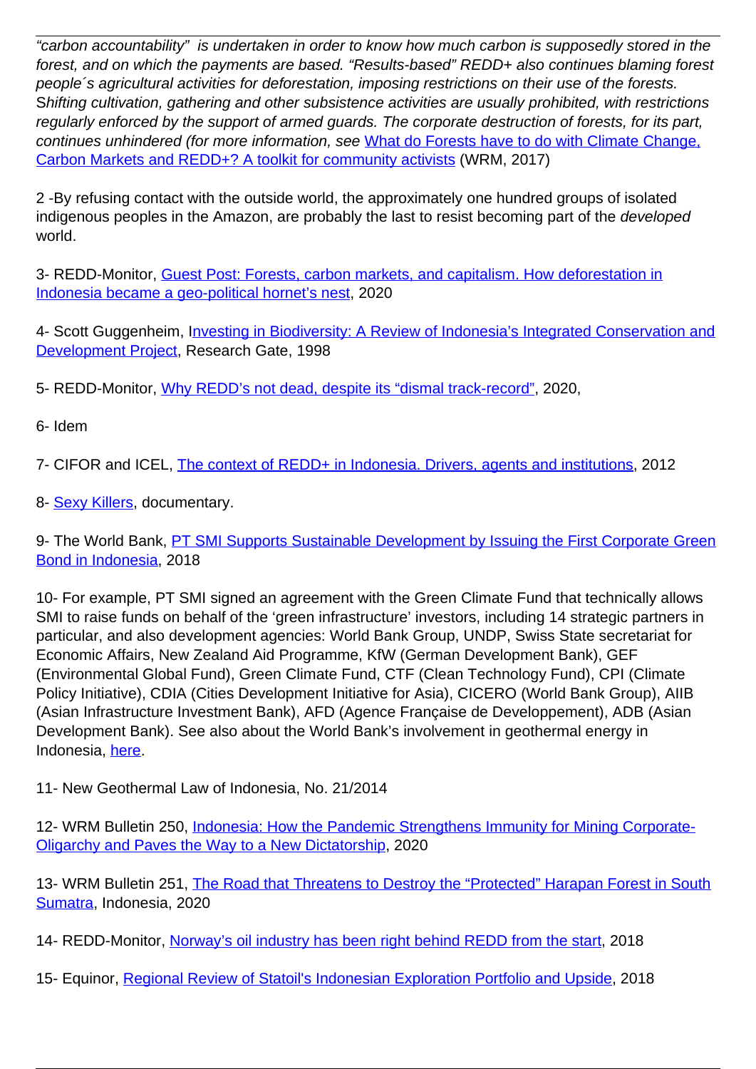*"carbon accountability" is undertaken in order to know how much carbon is supposedly stored in the forest, and on which the payments are based. "Results-based" REDD+ also continues blaming forest people´s agricultural activities for deforestation, imposing restrictions on their use of the forests. Shifting cultivation, gathering and other subsistence activities are usually prohibited, with restrictions regularly enforced by the support of armed guards. The corporate destruction of forests, for its part, continues unhindered (for more information, see* What do Forests have to do with Climate Change, Carbon Markets and REDD+? A toolkit for community activists (WRM, 2017)

2 -By refusing contact with the outside world, the approximately one hundred groups of isolated indigenous peoples in the Amazon, are probably the last to resist becoming part of the *developed* world.

3- REDD-Monitor, Guest Post: Forests, carbon markets, and capitalism. How deforestation in Indonesia became a geo-political hornet's nest, 2020

4- Scott Guggenheim, Investing in Biodiversity: A Review of Indonesia's Integrated Conservation and Development Project, Research Gate, 1998

5- REDD-Monitor, Why REDD's not dead, despite its "dismal track-record", 2020,

6- Idem

7- CIFOR and ICEL, The context of REDD+ in Indonesia. Drivers, agents and institutions, 2012

8- Sexy Killers, documentary.

9- The World Bank, PT SMI Supports Sustainable Development by Issuing the First Corporate Green Bond in Indonesia, 2018

10- For example, PT SMI signed an agreement with the Green Climate Fund that technically allows SMI to raise funds on behalf of the 'green infrastructure' investors, including 14 strategic partners in particular, and also development agencies: World Bank Group, UNDP, Swiss State secretariat for Economic Affairs, New Zealand Aid Programme, KfW (German Development Bank), GEF (Environmental Global Fund), Green Climate Fund, CTF (Clean Technology Fund), CPI (Climate Policy Initiative), CDIA (Cities Development Initiative for Asia), CICERO (World Bank Group), AIIB (Asian Infrastructure Investment Bank), AFD (Agence Française de Developpement), ADB (Asian Development Bank). See also about the World Bank's involvement in geothermal energy in Indonesia, here.

11- New Geothermal Law of Indonesia, No. 21/2014

12- WRM Bulletin 250, Indonesia: How the Pandemic Strengthens Immunity for Mining Corporate-Oligarchy and Paves the Way to a New Dictatorship, 2020

13- WRM Bulletin 251, The Road that Threatens to Destroy the "Protected" Harapan Forest in South Sumatra, Indonesia, 2020

14- REDD-Monitor, Norway's oil industry has been right behind REDD from the start, 2018

15- Equinor, Regional Review of Statoil's Indonesian Exploration Portfolio and Upside, 2018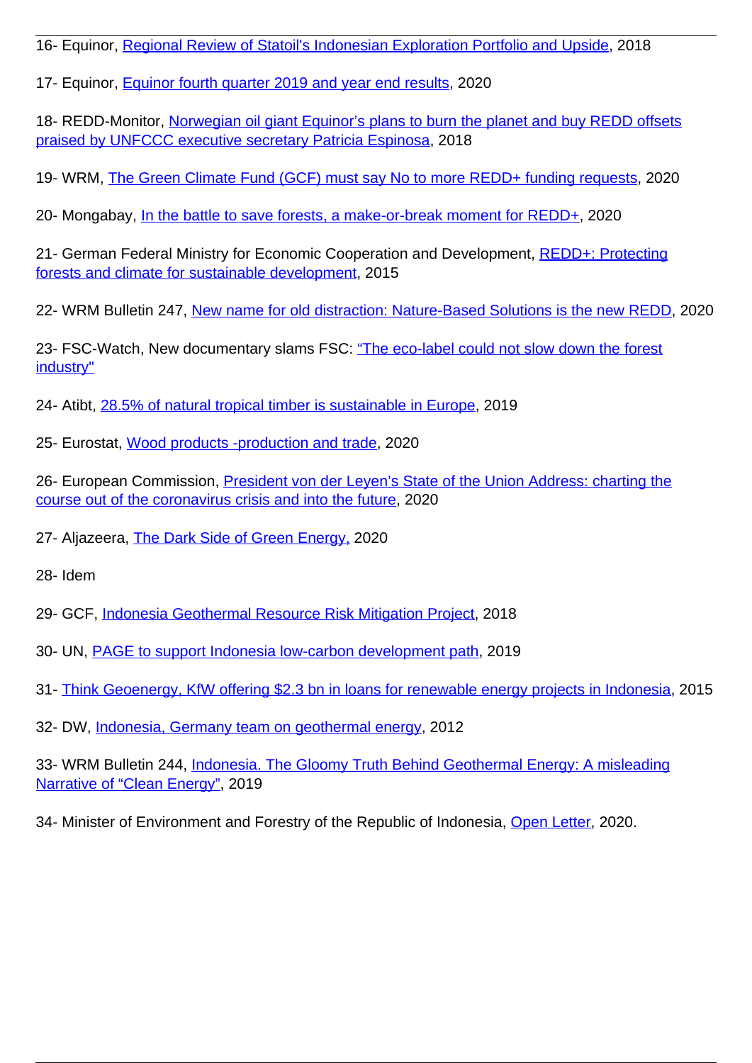16- Equinor, Regional Review of Statoil's Indonesian Exploration Portfolio and Upside, 2018

17- Equinor, Equinor fourth quarter 2019 and year end results, 2020

18- REDD-Monitor, Norwegian oil giant Equinor's plans to burn the planet and buy REDD offsets praised by UNFCCC executive secretary Patricia Espinosa, 2018

19- WRM, The Green Climate Fund (GCF) must say No to more REDD+ funding requests, 2020

20- Mongabay, In the battle to save forests, a make-or-break moment for REDD+, 2020

21- German Federal Ministry for Economic Cooperation and Development, REDD+: Protecting forests and climate for sustainable development, 2015

22- WRM Bulletin 247, New name for old distraction: Nature-Based Solutions is the new REDD, 2020

23- FSC-Watch, New documentary slams FSC: "The eco-label could not slow down the forest industry"

24- Atibt, 28.5% of natural tropical timber is sustainable in Europe, 2019

25- Eurostat, Wood products -production and trade, 2020

26- European Commission, President von der Leyen's State of the Union Address: charting the course out of the coronavirus crisis and into the future, 2020

27- Aljazeera, The Dark Side of Green Energy, 2020

28- Idem

29- GCF, Indonesia Geothermal Resource Risk Mitigation Project, 2018

30- UN, PAGE to support Indonesia low-carbon development path, 2019

31- Think Geoenergy, KfW offering $2.3 bn in loans for renewable energy projects in Indonesia, 2015

32- DW, Indonesia, Germany team on geothermal energy, 2012

33- WRM Bulletin 244, Indonesia. The Gloomy Truth Behind Geothermal Energy: A misleading Narrative of "Clean Energy", 2019

34- Minister of Environment and Forestry of the Republic of Indonesia, Open Letter, 2020.